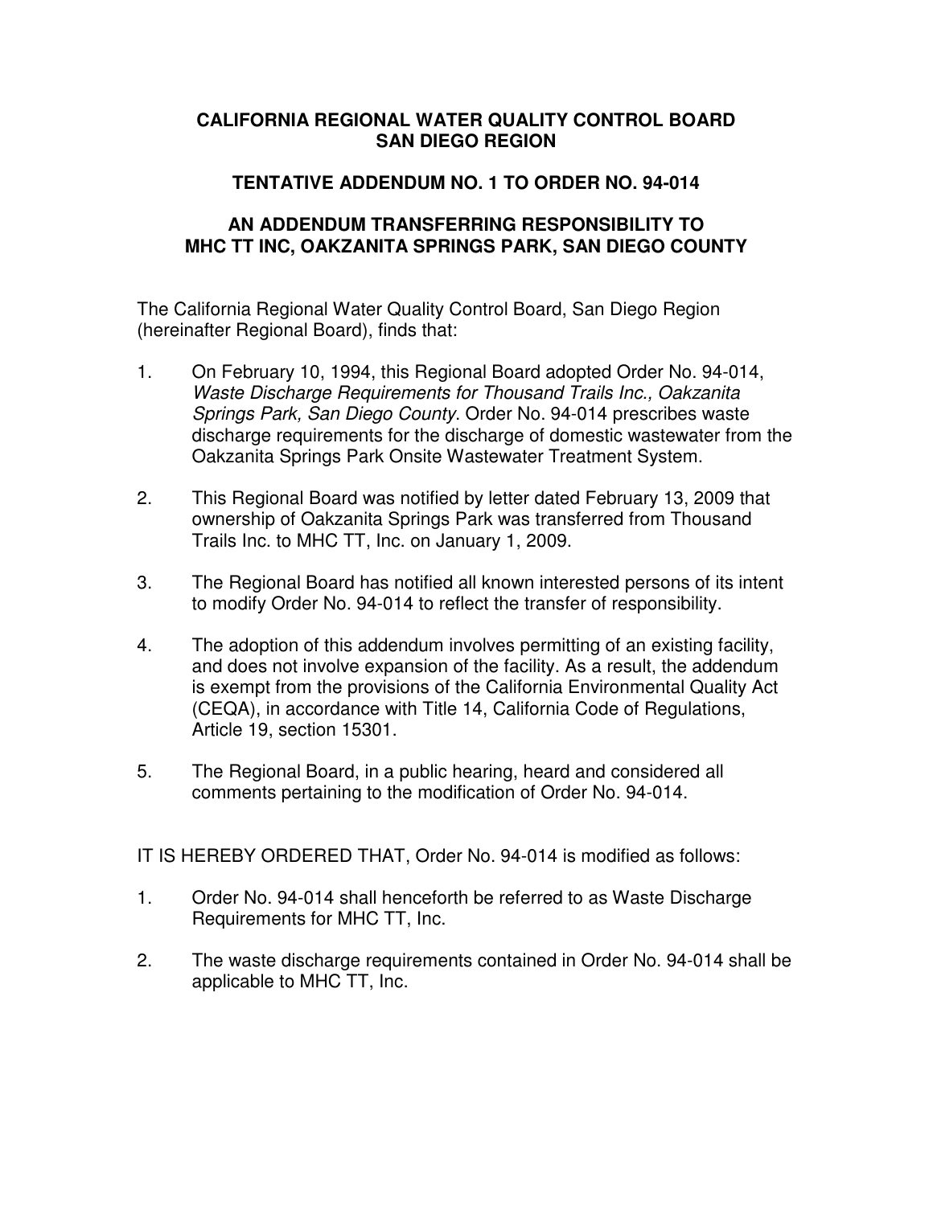# CALIFORNIA REGIONAL WATER QUALITY CONTROL BOARD SAN DIEGO REGION

## TENTATIVE ADDENDUM NO. 1 TO ORDER NO. 94-014

## AN ADDENDUM TRANSFERRING RESPONSIBILITY TO MHC TT INC, OAKZANITA SPRINGS PARK, SAN DIEGO COUNTY

The California Regional Water Quality Control Board, San Diego Region (hereinafter Regional Board), finds that:

1. On February 10, 1994, this Regional Board adopted Order No. 94-014, *Waste Discharge Requirements for Thousand Trails Inc., Oakzanita Springs Park, San Diego County*. Order No. 94-014 prescribes waste discharge requirements for the discharge of domestic wastewater from the Oakzanita Springs Park Onsite Wastewater Treatment System.

2. This Regional Board was notified by letter dated February 13, 2009 that ownership of Oakzanita Springs Park was transferred from Thousand Trails Inc. to MHC TT, Inc. on January 1, 2009.

3. The Regional Board has notified all known interested persons of its intent to modify Order No. 94-014 to reflect the transfer of responsibility.

4. The adoption of this addendum involves permitting of an existing facility, and does not involve expansion of the facility. As a result, the addendum is exempt from the provisions of the California Environmental Quality Act (CEQA), in accordance with Title 14, California Code of Regulations, Article 19, section 15301.

5. The Regional Board, in a public hearing, heard and considered all comments pertaining to the modification of Order No. 94-014.

IT IS HEREBY ORDERED THAT, Order No. 94-014 is modified as follows:

1. Order No. 94-014 shall henceforth be referred to as Waste Discharge Requirements for MHC TT, Inc.

2. The waste discharge requirements contained in Order No. 94-014 shall be applicable to MHC TT, Inc.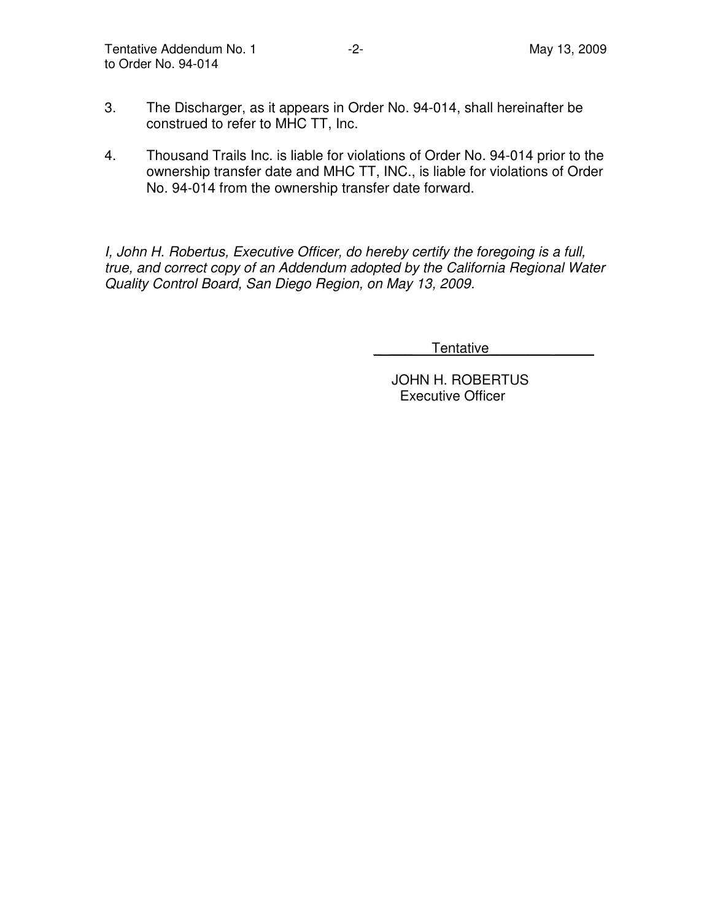3. The Discharger, as it appears in Order No. 94-014, shall hereinafter be construed to refer to MHC TT, Inc.

4. Thousand Trails Inc. is liable for violations of Order No. 94-014 prior to the ownership transfer date and MHC TT, INC., is liable for violations of Order No. 94-014 from the ownership transfer date forward.

*I, John H. Robertus, Executive Officer, do hereby certify the foregoing is a full, true, and correct copy of an Addendum adopted by the California Regional Water Quality Control Board, San Diego Region, on May 13, 2009.*

Tentative

JOHN H. ROBERTUS
Executive Officer